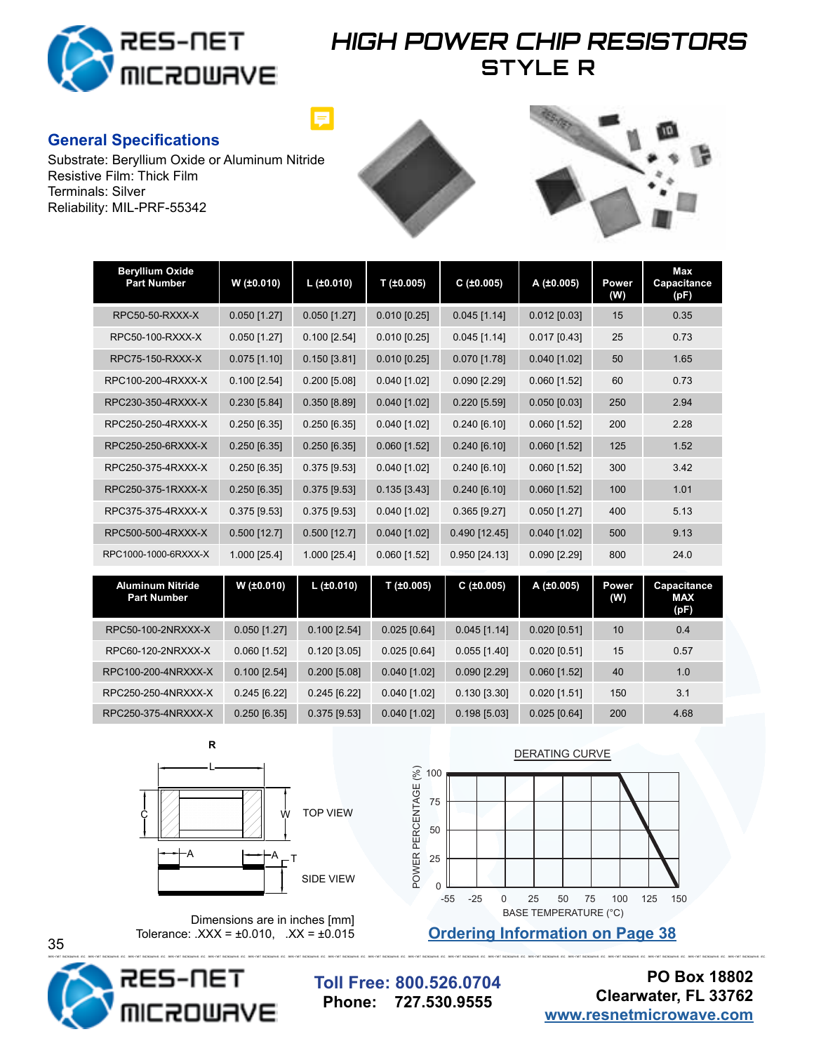# HIGH POWER CHIP RESISTORS

## STYLE R

### General Specifications

Substrate: Beryllium Oxide or Aluminum Nitride
Resistive Film: Thick Film
Terminals: Silver
Reliability: MIL-PRF-55342

| Beryllium Oxide Part Number | W (±0.010) | L (±0.010) | T (±0.005) | C (±0.005) | A (±0.005) | Power (W) | Max Capacitance (pF) |
|---|---|---|---|---|---|---|---|
| RPC50-50-RXXX-X | 0.050 [1.27] | 0.050 [1.27] | 0.010 [0.25] | 0.045 [1.14] | 0.012 [0.03] | 15 | 0.35 |
| RPC50-100-RXXX-X | 0.050 [1.27] | 0.100 [2.54] | 0.010 [0.25] | 0.045 [1.14] | 0.017 [0.43] | 25 | 0.73 |
| RPC75-150-RXXX-X | 0.075 [1.10] | 0.150 [3.81] | 0.010 [0.25] | 0.070 [1.78] | 0.040 [1.02] | 50 | 1.65 |
| RPC100-200-4RXXX-X | 0.100 [2.54] | 0.200 [5.08] | 0.040 [1.02] | 0.090 [2.29] | 0.060 [1.52] | 60 | 0.73 |
| RPC230-350-4RXXX-X | 0.230 [5.84] | 0.350 [8.89] | 0.040 [1.02] | 0.220 [5.59] | 0.050 [0.03] | 250 | 2.94 |
| RPC250-250-4RXXX-X | 0.250 [6.35] | 0.250 [6.35] | 0.040 [1.02] | 0.240 [6.10] | 0.060 [1.52] | 200 | 2.28 |
| RPC250-250-6RXXX-X | 0.250 [6.35] | 0.250 [6.35] | 0.060 [1.52] | 0.240 [6.10] | 0.060 [1.52] | 125 | 1.52 |
| RPC250-375-4RXXX-X | 0.250 [6.35] | 0.375 [9.53] | 0.040 [1.02] | 0.240 [6.10] | 0.060 [1.52] | 300 | 3.42 |
| RPC250-375-1RXXX-X | 0.250 [6.35] | 0.375 [9.53] | 0.135 [3.43] | 0.240 [6.10] | 0.060 [1.52] | 100 | 1.01 |
| RPC375-375-4RXXX-X | 0.375 [9.53] | 0.375 [9.53] | 0.040 [1.02] | 0.365 [9.27] | 0.050 [1.27] | 400 | 5.13 |
| RPC500-500-4RXXX-X | 0.500 [12.7] | 0.500 [12.7] | 0.040 [1.02] | 0.490 [12.45] | 0.040 [1.02] | 500 | 9.13 |
| RPC1000-1000-6RXXX-X | 1.000 [25.4] | 1.000 [25.4] | 0.060 [1.52] | 0.950 [24.13] | 0.090 [2.29] | 800 | 24.0 |

| Aluminum Nitride Part Number | W (±0.010) | L (±0.010) | T (±0.005) | C (±0.005) | A (±0.005) | Power (W) | Capacitance MAX (pF) |
|---|---|---|---|---|---|---|---|
| RPC50-100-2NRXXX-X | 0.050 [1.27] | 0.100 [2.54] | 0.025 [0.64] | 0.045 [1.14] | 0.020 [0.51] | 10 | 0.4 |
| RPC60-120-2NRXXX-X | 0.060 [1.52] | 0.120 [3.05] | 0.025 [0.64] | 0.055 [1.40] | 0.020 [0.51] | 15 | 0.57 |
| RPC100-200-4NRXXX-X | 0.100 [2.54] | 0.200 [5.08] | 0.040 [1.02] | 0.090 [2.29] | 0.060 [1.52] | 40 | 1.0 |
| RPC250-250-4NRXXX-X | 0.245 [6.22] | 0.245 [6.22] | 0.040 [1.02] | 0.130 [3.30] | 0.020 [1.51] | 150 | 3.1 |
| RPC250-375-4NRXXX-X | 0.250 [6.35] | 0.375 [9.53] | 0.040 [1.02] | 0.198 [5.03] | 0.025 [0.64] | 200 | 4.68 |

R

TOP VIEW

SIDE VIEW

Dimensions are in inches [mm]
Tolerance: .XXX = ±0.010, .XX = ±0.015

DERATING CURVE

POWER PERCENTAGE (%) vs. BASE TEMPERATURE (°C)

**Ordering Information on Page 38**

**Toll Free: 800.526.0704**
**Phone: 727.530.9555**

**PO Box 18802**
**Clearwater, FL 33762**
**www.resnetmicrowave.com**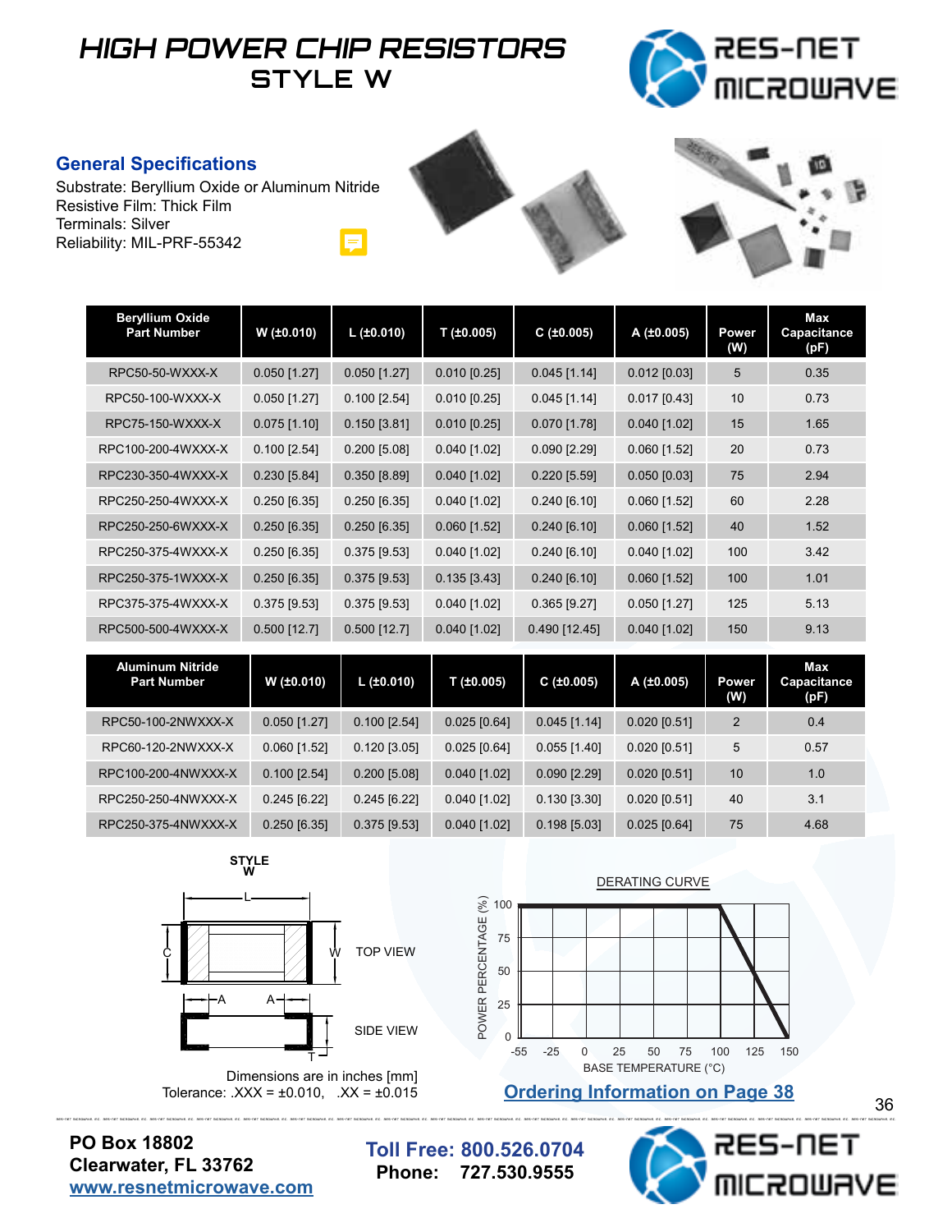# HIGH POWER CHIP RESISTORS
## STYLE W

### General Specifications

Substrate: Beryllium Oxide or Aluminum Nitride
Resistive Film: Thick Film
Terminals: Silver
Reliability: MIL-PRF-55342

| Beryllium Oxide Part Number | W (±0.010) | L (±0.010) | T (±0.005) | C (±0.005) | A (±0.005) | Power (W) | Max Capacitance (pF) |
|---|---|---|---|---|---|---|---|
| RPC50-50-WXXX-X | 0.050 [1.27] | 0.050 [1.27] | 0.010 [0.25] | 0.045 [1.14] | 0.012 [0.03] | 5 | 0.35 |
| RPC50-100-WXXX-X | 0.050 [1.27] | 0.100 [2.54] | 0.010 [0.25] | 0.045 [1.14] | 0.017 [0.43] | 10 | 0.73 |
| RPC75-150-WXXX-X | 0.075 [1.10] | 0.150 [3.81] | 0.010 [0.25] | 0.070 [1.78] | 0.040 [1.02] | 15 | 1.65 |
| RPC100-200-4WXXX-X | 0.100 [2.54] | 0.200 [5.08] | 0.040 [1.02] | 0.090 [2.29] | 0.060 [1.52] | 20 | 0.73 |
| RPC230-350-4WXXX-X | 0.230 [5.84] | 0.350 [8.89] | 0.040 [1.02] | 0.220 [5.59] | 0.050 [0.03] | 75 | 2.94 |
| RPC250-250-4WXXX-X | 0.250 [6.35] | 0.250 [6.35] | 0.040 [1.02] | 0.240 [6.10] | 0.060 [1.52] | 60 | 2.28 |
| RPC250-250-6WXXX-X | 0.250 [6.35] | 0.250 [6.35] | 0.060 [1.52] | 0.240 [6.10] | 0.060 [1.52] | 40 | 1.52 |
| RPC250-375-4WXXX-X | 0.250 [6.35] | 0.375 [9.53] | 0.040 [1.02] | 0.240 [6.10] | 0.040 [1.02] | 100 | 3.42 |
| RPC250-375-1WXXX-X | 0.250 [6.35] | 0.375 [9.53] | 0.135 [3.43] | 0.240 [6.10] | 0.060 [1.52] | 100 | 1.01 |
| RPC375-375-4WXXX-X | 0.375 [9.53] | 0.375 [9.53] | 0.040 [1.02] | 0.365 [9.27] | 0.050 [1.27] | 125 | 5.13 |
| RPC500-500-4WXXX-X | 0.500 [12.7] | 0.500 [12.7] | 0.040 [1.02] | 0.490 [12.45] | 0.040 [1.02] | 150 | 9.13 |

| Aluminum Nitride Part Number | W (±0.010) | L (±0.010) | T (±0.005) | C (±0.005) | A (±0.005) | Power (W) | Max Capacitance (pF) |
|---|---|---|---|---|---|---|---|
| RPC50-100-2NWXXX-X | 0.050 [1.27] | 0.100 [2.54] | 0.025 [0.64] | 0.045 [1.14] | 0.020 [0.51] | 2 | 0.4 |
| RPC60-120-2NWXXX-X | 0.060 [1.52] | 0.120 [3.05] | 0.025 [0.64] | 0.055 [1.40] | 0.020 [0.51] | 5 | 0.57 |
| RPC100-200-4NWXXX-X | 0.100 [2.54] | 0.200 [5.08] | 0.040 [1.02] | 0.090 [2.29] | 0.020 [0.51] | 10 | 1.0 |
| RPC250-250-4NWXXX-X | 0.245 [6.22] | 0.245 [6.22] | 0.040 [1.02] | 0.130 [3.30] | 0.020 [0.51] | 40 | 3.1 |
| RPC250-375-4NWXXX-X | 0.250 [6.35] | 0.375 [9.53] | 0.040 [1.02] | 0.198 [5.03] | 0.025 [0.64] | 75 | 4.68 |

**STYLE W**

TOP VIEW

SIDE VIEW

Dimensions are in inches [mm]
Tolerance: .XXX = ±0.010, .XX = ±0.015

DERATING CURVE

POWER PERCENTAGE (%) vs. BASE TEMPERATURE (°C)

**Ordering Information on Page 38**

**PO Box 18802**
**Clearwater, FL 33762**
**www.resnetmicrowave.com**

**Toll Free: 800.526.0704**
**Phone: 727.530.9555**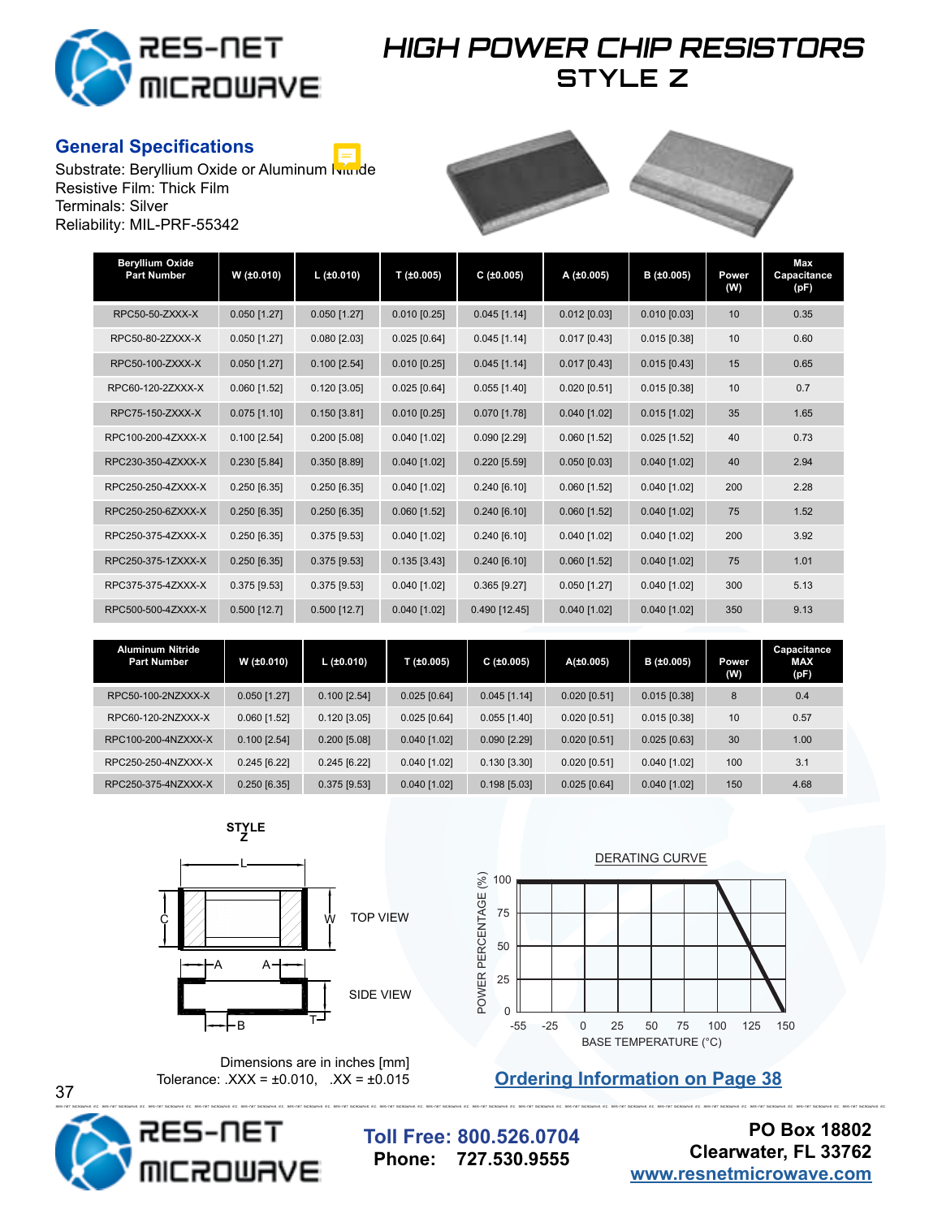# HIGH POWER CHIP RESISTORS
## STYLE Z

### General Specifications

Substrate: Beryllium Oxide or Aluminum Nitride
Resistive Film: Thick Film
Terminals: Silver
Reliability: MIL-PRF-55342

| Beryllium Oxide Part Number | W (±0.010) | L (±0.010) | T (±0.005) | C (±0.005) | A (±0.005) | B (±0.005) | Power (W) | Max Capacitance (pF) |
|---|---|---|---|---|---|---|---|---|
| RPC50-50-ZXXX-X | 0.050 [1.27] | 0.050 [1.27] | 0.010 [0.25] | 0.045 [1.14] | 0.012 [0.03] | 0.010 [0.03] | 10 | 0.35 |
| RPC50-80-2ZXXX-X | 0.050 [1.27] | 0.080 [2.03] | 0.025 [0.64] | 0.045 [1.14] | 0.017 [0.43] | 0.015 [0.38] | 10 | 0.60 |
| RPC50-100-ZXXX-X | 0.050 [1.27] | 0.100 [2.54] | 0.010 [0.25] | 0.045 [1.14] | 0.017 [0.43] | 0.015 [0.43] | 15 | 0.65 |
| RPC60-120-2ZXXX-X | 0.060 [1.52] | 0.120 [3.05] | 0.025 [0.64] | 0.055 [1.40] | 0.020 [0.51] | 0.015 [0.38] | 10 | 0.7 |
| RPC75-150-ZXXX-X | 0.075 [1.10] | 0.150 [3.81] | 0.010 [0.25] | 0.070 [1.78] | 0.040 [1.02] | 0.015 [1.02] | 35 | 1.65 |
| RPC100-200-4ZXXX-X | 0.100 [2.54] | 0.200 [5.08] | 0.040 [1.02] | 0.090 [2.29] | 0.060 [1.52] | 0.025 [1.52] | 40 | 0.73 |
| RPC230-350-4ZXXX-X | 0.230 [5.84] | 0.350 [8.89] | 0.040 [1.02] | 0.220 [5.59] | 0.050 [0.03] | 0.040 [1.02] | 40 | 2.94 |
| RPC250-250-4ZXXX-X | 0.250 [6.35] | 0.250 [6.35] | 0.040 [1.02] | 0.240 [6.10] | 0.060 [1.52] | 0.040 [1.02] | 200 | 2.28 |
| RPC250-250-6ZXXX-X | 0.250 [6.35] | 0.250 [6.35] | 0.060 [1.52] | 0.240 [6.10] | 0.060 [1.52] | 0.040 [1.02] | 75 | 1.52 |
| RPC250-375-4ZXXX-X | 0.250 [6.35] | 0.375 [9.53] | 0.040 [1.02] | 0.240 [6.10] | 0.040 [1.02] | 0.040 [1.02] | 200 | 3.92 |
| RPC250-375-1ZXXX-X | 0.250 [6.35] | 0.375 [9.53] | 0.135 [3.43] | 0.240 [6.10] | 0.060 [1.52] | 0.040 [1.02] | 75 | 1.01 |
| RPC375-375-4ZXXX-X | 0.375 [9.53] | 0.375 [9.53] | 0.040 [1.02] | 0.365 [9.27] | 0.050 [1.27] | 0.040 [1.02] | 300 | 5.13 |
| RPC500-500-4ZXXX-X | 0.500 [12.7] | 0.500 [12.7] | 0.040 [1.02] | 0.490 [12.45] | 0.040 [1.02] | 0.040 [1.02] | 350 | 9.13 |

| Aluminum Nitride Part Number | W (±0.010) | L (±0.010) | T (±0.005) | C (±0.005) | A(±0.005) | B (±0.005) | Power (W) | Capacitance MAX (pF) |
|---|---|---|---|---|---|---|---|---|
| RPC50-100-2NZXXX-X | 0.050 [1.27] | 0.100 [2.54] | 0.025 [0.64] | 0.045 [1.14] | 0.020 [0.51] | 0.015 [0.38] | 8 | 0.4 |
| RPC60-120-2NZXXX-X | 0.060 [1.52] | 0.120 [3.05] | 0.025 [0.64] | 0.055 [1.40] | 0.020 [0.51] | 0.015 [0.38] | 10 | 0.57 |
| RPC100-200-4NZXXX-X | 0.100 [2.54] | 0.200 [5.08] | 0.040 [1.02] | 0.090 [2.29] | 0.020 [0.51] | 0.025 [0.63] | 30 | 1.00 |
| RPC250-250-4NZXXX-X | 0.245 [6.22] | 0.245 [6.22] | 0.040 [1.02] | 0.130 [3.30] | 0.020 [0.51] | 0.040 [1.02] | 100 | 3.1 |
| RPC250-375-4NZXXX-X | 0.250 [6.35] | 0.375 [9.53] | 0.040 [1.02] | 0.198 [5.03] | 0.025 [0.64] | 0.040 [1.02] | 150 | 4.68 |

STYLE Z

TOP VIEW

SIDE VIEW

Dimensions are in inches [mm]
Tolerance: .XXX = ±0.010, .XX = ±0.015

DERATING CURVE

POWER PERCENTAGE (%) vs. BASE TEMPERATURE (°C)

**Ordering Information on Page 38**

Toll Free: 800.526.0704
Phone: 727.530.9555

PO Box 18802
Clearwater, FL 33762
www.resnetmicrowave.com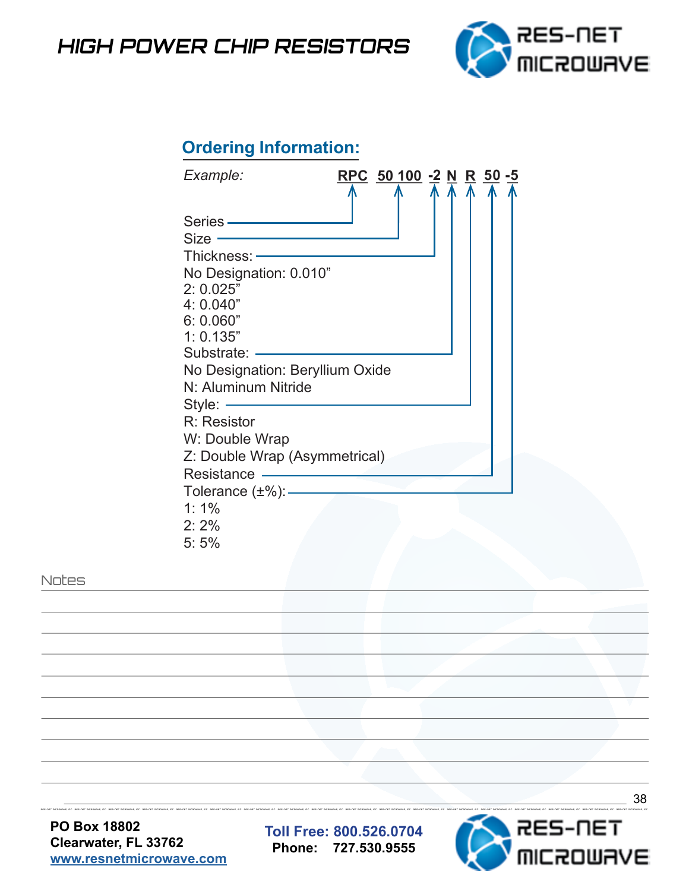# HIGH POWER CHIP RESISTORS

## Ordering Information:

*Example:* **RPC 50 100 -2 N R 50 -5**

- Series — RPC
- Size — 50 100
- Thickness: — -2
  - No Designation: 0.010”
  - 2: 0.025”
  - 4: 0.040”
  - 6: 0.060”
  - 1: 0.135”
- Substrate: — N
  - No Designation: Beryllium Oxide
  - N: Aluminum Nitride
- Style: — R
  - R: Resistor
  - W: Double Wrap
  - Z: Double Wrap (Asymmetrical)
- Resistance — 50
- Tolerance (±%): — -5
  - 1: 1%
  - 2: 2%
  - 5: 5%

Notes

PO Box 18802
Clearwater, FL 33762
www.resnetmicrowave.com

Toll Free: 800.526.0704
Phone: 727.530.9555